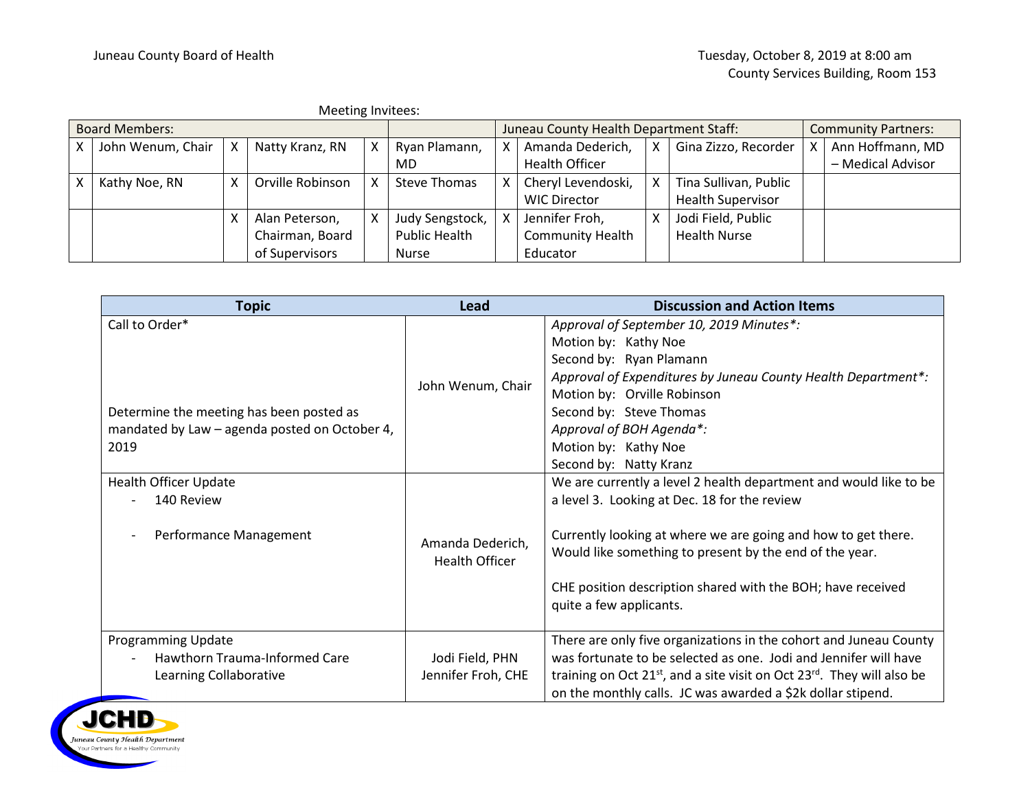Juneau County Board of Health

Tuesday, October 8, 2019 at 8:00 am
County Services Building, Room 153

Meeting Invitees:

| Board Members: | | | | | | Juneau County Health Department Staff: | | | | Community Partners: | |
|---|---|---|---|---|---|---|---|---|---|---|---|
| X | John Wenum, Chair | X | Natty Kranz, RN | X | Ryan Plamann, MD | X | Amanda Dederich, Health Officer | X | Gina Zizzo, Recorder | X | Ann Hoffmann, MD – Medical Advisor |
| X | Kathy Noe, RN | X | Orville Robinson | X | Steve Thomas | X | Cheryl Levendoski, WIC Director | X | Tina Sullivan, Public Health Supervisor | | |
| | | X | Alan Peterson, Chairman, Board of Supervisors | X | Judy Sengstock, Public Health Nurse | X | Jennifer Froh, Community Health Educator | X | Jodi Field, Public Health Nurse | | |

| Topic | Lead | Discussion and Action Items |
|---|---|---|
| Call to Order*<br><br>Determine the meeting has been posted as mandated by Law – agenda posted on October 4, 2019 | John Wenum, Chair | *Approval of September 10, 2019 Minutes*:*<br>Motion by: Kathy Noe<br>Second by: Ryan Plamann<br>*Approval of Expenditures by Juneau County Health Department*:*<br>Motion by: Orville Robinson<br>Second by: Steve Thomas<br>*Approval of BOH Agenda*:*<br>Motion by: Kathy Noe<br>Second by: Natty Kranz |
| Health Officer Update<br>- 140 Review<br><br>- Performance Management | Amanda Dederich, Health Officer | We are currently a level 2 health department and would like to be a level 3. Looking at Dec. 18 for the review<br><br>Currently looking at where we are going and how to get there. Would like something to present by the end of the year.<br><br>CHE position description shared with the BOH; have received quite a few applicants. |
| Programming Update<br>- Hawthorn Trauma-Informed Care Learning Collaborative | Jodi Field, PHN<br>Jennifer Froh, CHE | There are only five organizations in the cohort and Juneau County was fortunate to be selected as one. Jodi and Jennifer will have training on Oct 21st, and a site visit on Oct 23rd. They will also be on the monthly calls. JC was awarded a $2k dollar stipend. |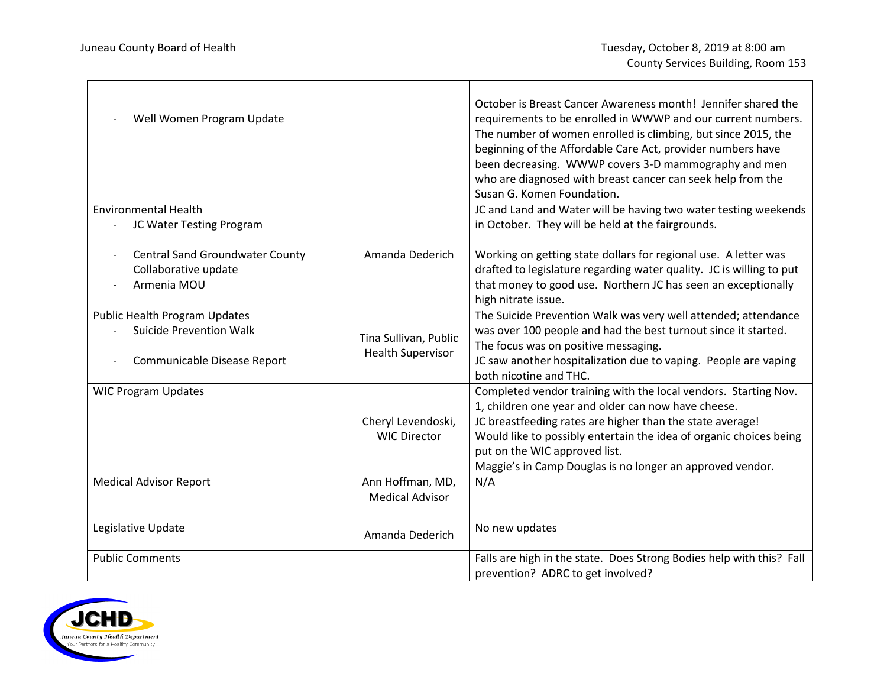| | | |
|---|---|---|
| - Well Women Program Update | | October is Breast Cancer Awareness month! Jennifer shared the requirements to be enrolled in WWWP and our current numbers. The number of women enrolled is climbing, but since 2015, the beginning of the Affordable Care Act, provider numbers have been decreasing. WWWP covers 3-D mammography and men who are diagnosed with breast cancer can seek help from the Susan G. Komen Foundation. |
| Environmental Health<br>- JC Water Testing Program<br><br>- Central Sand Groundwater County Collaborative update<br>- Armenia MOU | Amanda Dederich | JC and Land and Water will be having two water testing weekends in October. They will be held at the fairgrounds.<br><br>Working on getting state dollars for regional use. A letter was drafted to legislature regarding water quality. JC is willing to put that money to good use. Northern JC has seen an exceptionally high nitrate issue. |
| Public Health Program Updates<br>- Suicide Prevention Walk<br><br>- Communicable Disease Report | Tina Sullivan, Public Health Supervisor | The Suicide Prevention Walk was very well attended; attendance was over 100 people and had the best turnout since it started. The focus was on positive messaging.<br>JC saw another hospitalization due to vaping. People are vaping both nicotine and THC. |
| WIC Program Updates | Cheryl Levendoski, WIC Director | Completed vendor training with the local vendors. Starting Nov. 1, children one year and older can now have cheese.<br>JC breastfeeding rates are higher than the state average!<br>Would like to possibly entertain the idea of organic choices being put on the WIC approved list.<br>Maggie's in Camp Douglas is no longer an approved vendor. |
| Medical Advisor Report | Ann Hoffman, MD, Medical Advisor | N/A |
| Legislative Update | Amanda Dederich | No new updates |
| Public Comments | | Falls are high in the state. Does Strong Bodies help with this? Fall prevention? ADRC to get involved? |

JCHD
Juneau County Health Department
Your Partners for a Healthy Community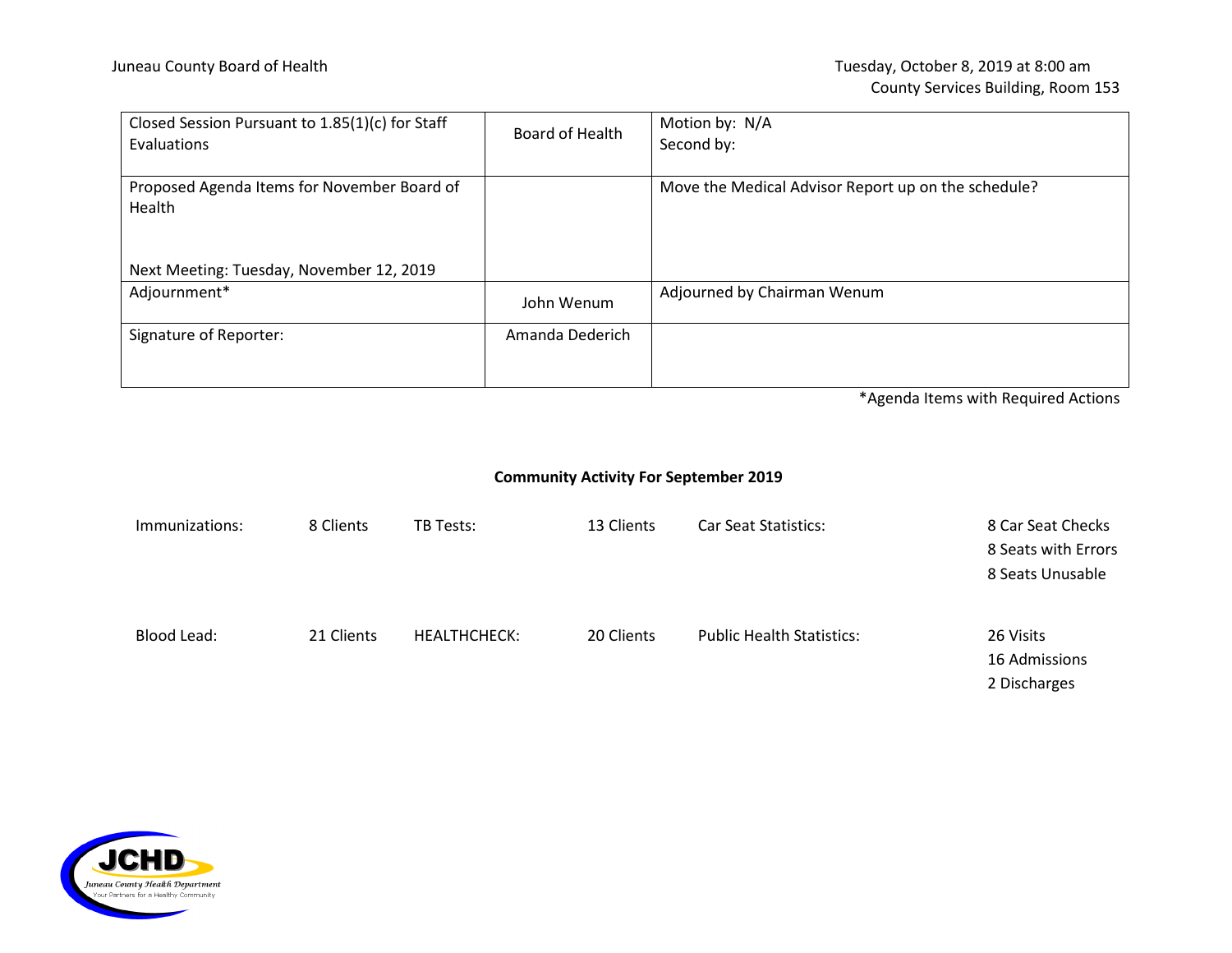Juneau County Board of Health

Tuesday, October 8, 2019 at 8:00 am
County Services Building, Room 153

| | | |
|---|---|---|
| Closed Session Pursuant to 1.85(1)(c) for Staff Evaluations | Board of Health | Motion by: N/A<br>Second by: |
| Proposed Agenda Items for November Board of Health<br><br>Next Meeting: Tuesday, November 12, 2019 | | Move the Medical Advisor Report up on the schedule? |
| Adjournment* | John Wenum | Adjourned by Chairman Wenum |
| Signature of Reporter: | Amanda Dederich | |

*Agenda Items with Required Actions

**Community Activity For September 2019**

| | | | | | |
|---|---|---|---|---|---|
| Immunizations: | 8 Clients | TB Tests: | 13 Clients | Car Seat Statistics: | 8 Car Seat Checks<br>8 Seats with Errors<br>8 Seats Unusable |
| Blood Lead: | 21 Clients | HEALTHCHECK: | 20 Clients | Public Health Statistics: | 26 Visits<br>16 Admissions<br>2 Discharges |

JCHD
Juneau County Health Department
Your Partners for a Healthy Community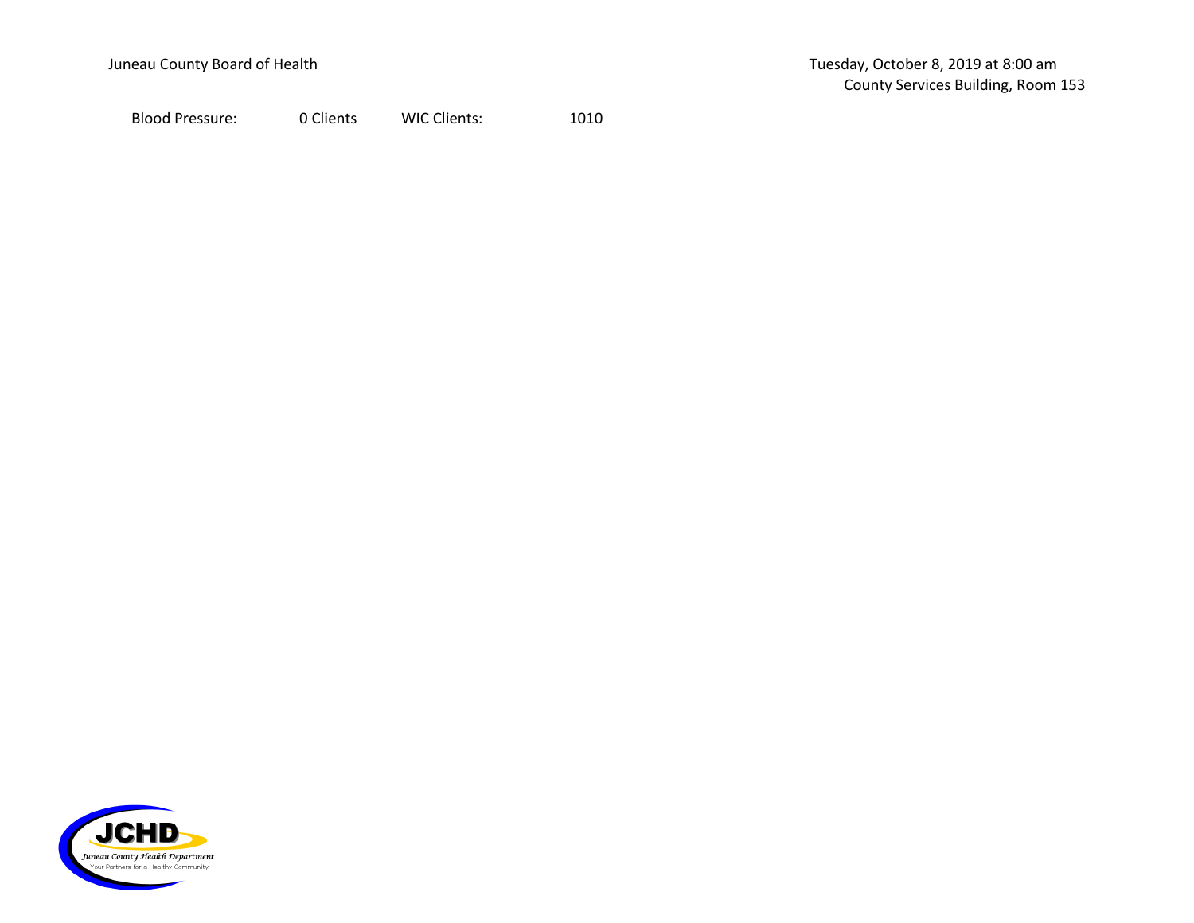| | | | |
|---|---|---|---|
| Blood Pressure: | 0 Clients | WIC Clients: | 1010 |